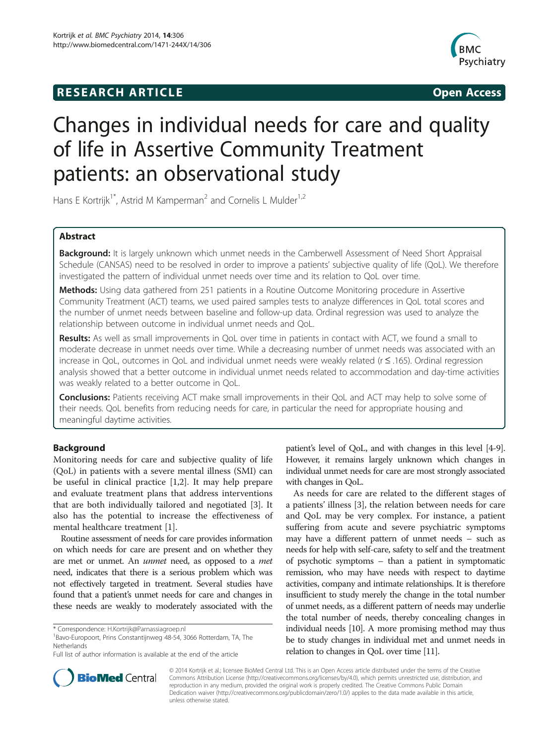RESEARCH ARTICLE Open Access

# Changes in individual needs for care and quality of life in Assertive Community Treatment patients: an observational study

Hans E Kortrijk[1*], Astrid M Kamperman[2] and Cornelis L Mulder[1,2]

## Abstract

**Background:** It is largely unknown which unmet needs in the Camberwell Assessment of Need Short Appraisal Schedule (CANSAS) need to be resolved in order to improve a patients' subjective quality of life (QoL). We therefore investigated the pattern of individual unmet needs over time and its relation to QoL over time.

**Methods:** Using data gathered from 251 patients in a Routine Outcome Monitoring procedure in Assertive Community Treatment (ACT) teams, we used paired samples tests to analyze differences in QoL total scores and the number of unmet needs between baseline and follow-up data. Ordinal regression was used to analyze the relationship between outcome in individual unmet needs and QoL.

**Results:** As well as small improvements in QoL over time in patients in contact with ACT, we found a small to moderate decrease in unmet needs over time. While a decreasing number of unmet needs was associated with an increase in QoL, outcomes in QoL and individual unmet needs were weakly related ($r \leq .165$). Ordinal regression analysis showed that a better outcome in individual unmet needs related to accommodation and day-time activities was weakly related to a better outcome in QoL.

**Conclusions:** Patients receiving ACT make small improvements in their QoL and ACT may help to solve some of their needs. QoL benefits from reducing needs for care, in particular the need for appropriate housing and meaningful daytime activities.

## Background

Monitoring needs for care and subjective quality of life (QoL) in patients with a severe mental illness (SMI) can be useful in clinical practice [1,2]. It may help prepare and evaluate treatment plans that address interventions that are both individually tailored and negotiated [3]. It also has the potential to increase the effectiveness of mental healthcare treatment [1].

Routine assessment of needs for care provides information on which needs for care are present and on whether they are met or unmet. An *unmet* need, as opposed to a *met* need, indicates that there is a serious problem which was not effectively targeted in treatment. Several studies have found that a patient's unmet needs for care and changes in these needs are weakly to moderately associated with the patient's level of QoL, and with changes in this level [4-9]. However, it remains largely unknown which changes in individual unmet needs for care are most strongly associated with changes in QoL.

As needs for care are related to the different stages of a patients' illness [3], the relation between needs for care and QoL may be very complex. For instance, a patient suffering from acute and severe psychiatric symptoms may have a different pattern of unmet needs – such as needs for help with self-care, safety to self and the treatment of psychotic symptoms – than a patient in symptomatic remission, who may have needs with respect to daytime activities, company and intimate relationships. It is therefore insufficient to study merely the change in the total number of unmet needs, as a different pattern of needs may underlie the total number of needs, thereby concealing changes in individual needs [10]. A more promising method may thus be to study changes in individual met and unmet needs in relation to changes in QoL over time [11].

\* Correspondence: H.Kortrijk@Parnassiagroep.nl
[1]Bavo-Europoort, Prins Constantijnweg 48-54, 3066 Rotterdam, TA, The Netherlands
Full list of author information is available at the end of the article

© 2014 Kortrijk et al.; licensee BioMed Central Ltd. This is an Open Access article distributed under the terms of the Creative Commons Attribution License (http://creativecommons.org/licenses/by/4.0), which permits unrestricted use, distribution, and reproduction in any medium, provided the original work is properly credited. The Creative Commons Public Domain Dedication waiver (http://creativecommons.org/publicdomain/zero/1.0/) applies to the data made available in this article, unless otherwise stated.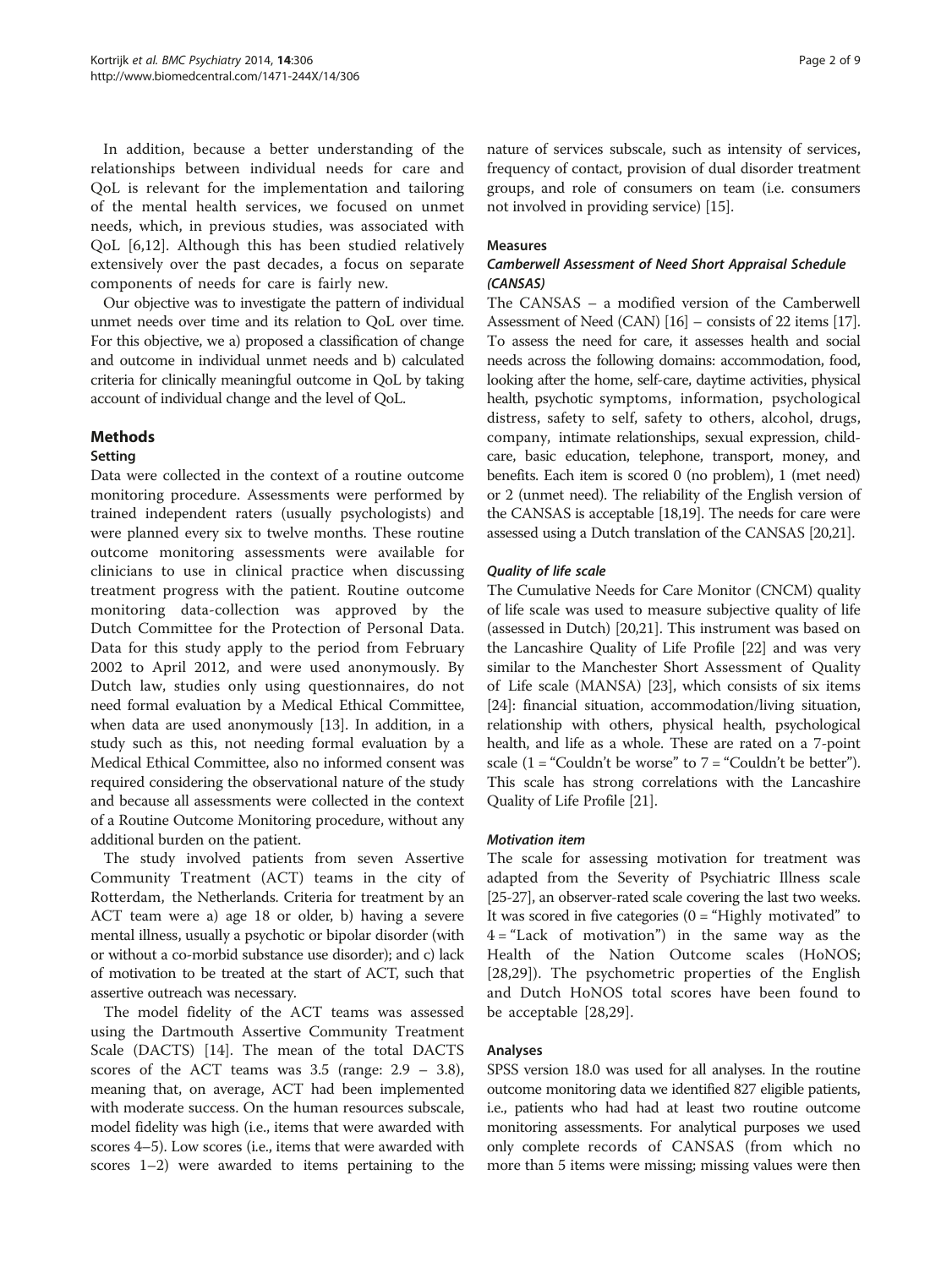In addition, because a better understanding of the relationships between individual needs for care and QoL is relevant for the implementation and tailoring of the mental health services, we focused on unmet needs, which, in previous studies, was associated with QoL [6,12]. Although this has been studied relatively extensively over the past decades, a focus on separate components of needs for care is fairly new.

Our objective was to investigate the pattern of individual unmet needs over time and its relation to QoL over time. For this objective, we a) proposed a classification of change and outcome in individual unmet needs and b) calculated criteria for clinically meaningful outcome in QoL by taking account of individual change and the level of QoL.

## Methods

### Setting

Data were collected in the context of a routine outcome monitoring procedure. Assessments were performed by trained independent raters (usually psychologists) and were planned every six to twelve months. These routine outcome monitoring assessments were available for clinicians to use in clinical practice when discussing treatment progress with the patient. Routine outcome monitoring data-collection was approved by the Dutch Committee for the Protection of Personal Data. Data for this study apply to the period from February 2002 to April 2012, and were used anonymously. By Dutch law, studies only using questionnaires, do not need formal evaluation by a Medical Ethical Committee, when data are used anonymously [13]. In addition, in a study such as this, not needing formal evaluation by a Medical Ethical Committee, also no informed consent was required considering the observational nature of the study and because all assessments were collected in the context of a Routine Outcome Monitoring procedure, without any additional burden on the patient.

The study involved patients from seven Assertive Community Treatment (ACT) teams in the city of Rotterdam, the Netherlands. Criteria for treatment by an ACT team were a) age 18 or older, b) having a severe mental illness, usually a psychotic or bipolar disorder (with or without a co-morbid substance use disorder); and c) lack of motivation to be treated at the start of ACT, such that assertive outreach was necessary.

The model fidelity of the ACT teams was assessed using the Dartmouth Assertive Community Treatment Scale (DACTS) [14]. The mean of the total DACTS scores of the ACT teams was 3.5 (range: 2.9 – 3.8), meaning that, on average, ACT had been implemented with moderate success. On the human resources subscale, model fidelity was high (i.e., items that were awarded with scores 4–5). Low scores (i.e., items that were awarded with scores 1–2) were awarded to items pertaining to the nature of services subscale, such as intensity of services, frequency of contact, provision of dual disorder treatment groups, and role of consumers on team (i.e. consumers not involved in providing service) [15].

### Measures

#### *Camberwell Assessment of Need Short Appraisal Schedule (CANSAS)*

The CANSAS – a modified version of the Camberwell Assessment of Need (CAN) [16] – consists of 22 items [17]. To assess the need for care, it assesses health and social needs across the following domains: accommodation, food, looking after the home, self-care, daytime activities, physical health, psychotic symptoms, information, psychological distress, safety to self, safety to others, alcohol, drugs, company, intimate relationships, sexual expression, childcare, basic education, telephone, transport, money, and benefits. Each item is scored 0 (no problem), 1 (met need) or 2 (unmet need). The reliability of the English version of the CANSAS is acceptable [18,19]. The needs for care were assessed using a Dutch translation of the CANSAS [20,21].

#### *Quality of life scale*

The Cumulative Needs for Care Monitor (CNCM) quality of life scale was used to measure subjective quality of life (assessed in Dutch) [20,21]. This instrument was based on the Lancashire Quality of Life Profile [22] and was very similar to the Manchester Short Assessment of Quality of Life scale (MANSA) [23], which consists of six items [24]: financial situation, accommodation/living situation, relationship with others, physical health, psychological health, and life as a whole. These are rated on a 7-point scale (1 = "Couldn't be worse" to 7 = "Couldn't be better"). This scale has strong correlations with the Lancashire Quality of Life Profile [21].

#### *Motivation item*

The scale for assessing motivation for treatment was adapted from the Severity of Psychiatric Illness scale [25-27], an observer-rated scale covering the last two weeks. It was scored in five categories (0 = "Highly motivated" to 4 = "Lack of motivation") in the same way as the Health of the Nation Outcome scales (HoNOS; [28,29]). The psychometric properties of the English and Dutch HoNOS total scores have been found to be acceptable [28,29].

### Analyses

SPSS version 18.0 was used for all analyses. In the routine outcome monitoring data we identified 827 eligible patients, i.e., patients who had had at least two routine outcome monitoring assessments. For analytical purposes we used only complete records of CANSAS (from which no more than 5 items were missing; missing values were then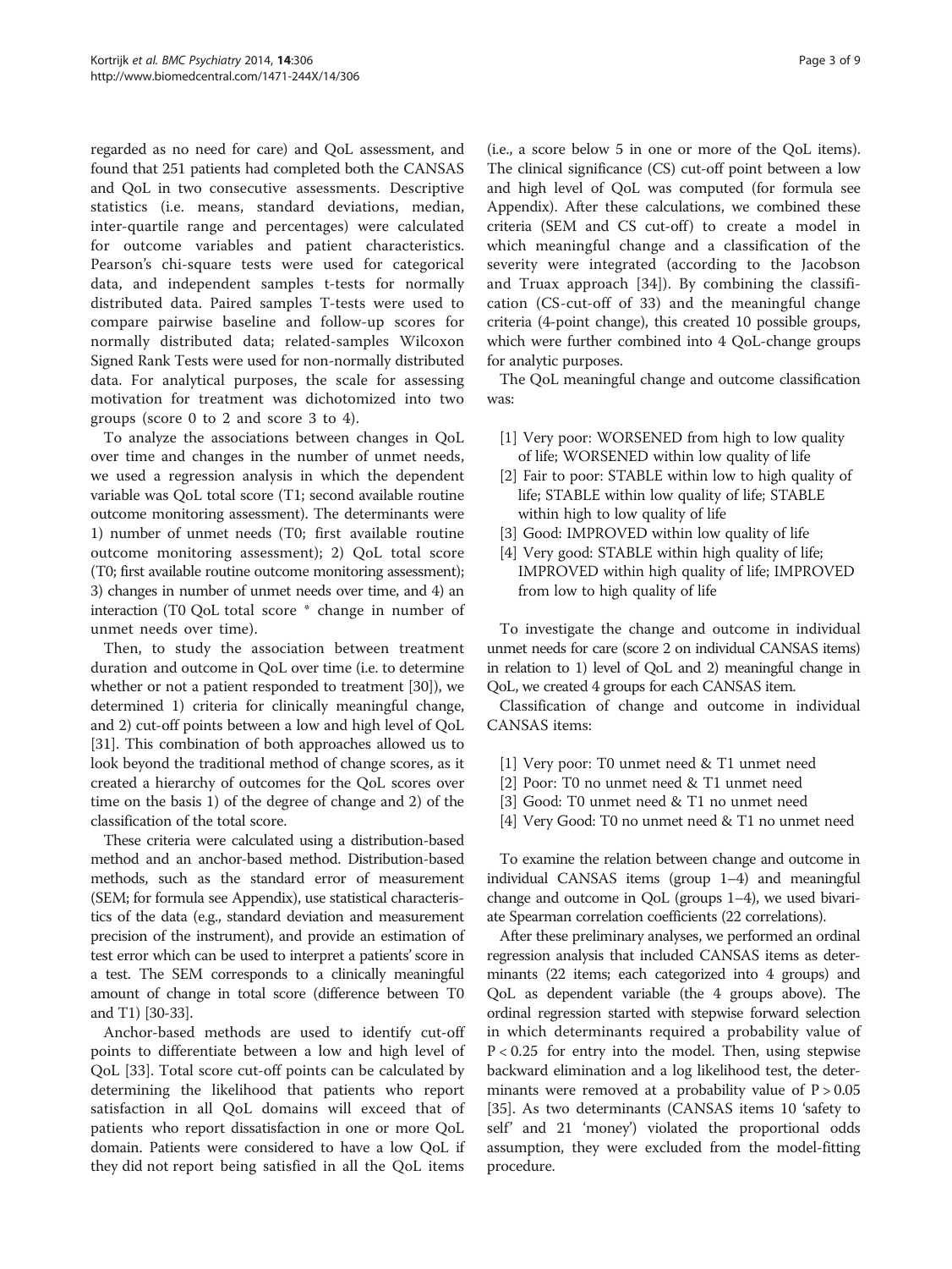regarded as no need for care) and QoL assessment, and found that 251 patients had completed both the CANSAS and QoL in two consecutive assessments. Descriptive statistics (i.e. means, standard deviations, median, inter-quartile range and percentages) were calculated for outcome variables and patient characteristics. Pearson's chi-square tests were used for categorical data, and independent samples t-tests for normally distributed data. Paired samples T-tests were used to compare pairwise baseline and follow-up scores for normally distributed data; related-samples Wilcoxon Signed Rank Tests were used for non-normally distributed data. For analytical purposes, the scale for assessing motivation for treatment was dichotomized into two groups (score 0 to 2 and score 3 to 4).

To analyze the associations between changes in QoL over time and changes in the number of unmet needs, we used a regression analysis in which the dependent variable was QoL total score (T1; second available routine outcome monitoring assessment). The determinants were 1) number of unmet needs (T0; first available routine outcome monitoring assessment); 2) QoL total score (T0; first available routine outcome monitoring assessment); 3) changes in number of unmet needs over time, and 4) an interaction (T0 QoL total score * change in number of unmet needs over time).

Then, to study the association between treatment duration and outcome in QoL over time (i.e. to determine whether or not a patient responded to treatment [30]), we determined 1) criteria for clinically meaningful change, and 2) cut-off points between a low and high level of QoL [31]. This combination of both approaches allowed us to look beyond the traditional method of change scores, as it created a hierarchy of outcomes for the QoL scores over time on the basis 1) of the degree of change and 2) of the classification of the total score.

These criteria were calculated using a distribution-based method and an anchor-based method. Distribution-based methods, such as the standard error of measurement (SEM; for formula see Appendix), use statistical characteristics of the data (e.g., standard deviation and measurement precision of the instrument), and provide an estimation of test error which can be used to interpret a patients' score in a test. The SEM corresponds to a clinically meaningful amount of change in total score (difference between T0 and T1) [30-33].

Anchor-based methods are used to identify cut-off points to differentiate between a low and high level of QoL [33]. Total score cut-off points can be calculated by determining the likelihood that patients who report satisfaction in all QoL domains will exceed that of patients who report dissatisfaction in one or more QoL domain. Patients were considered to have a low QoL if they did not report being satisfied in all the QoL items (i.e., a score below 5 in one or more of the QoL items). The clinical significance (CS) cut-off point between a low and high level of QoL was computed (for formula see Appendix). After these calculations, we combined these criteria (SEM and CS cut-off) to create a model in which meaningful change and a classification of the severity were integrated (according to the Jacobson and Truax approach [34]). By combining the classification (CS-cut-off of 33) and the meaningful change criteria (4-point change), this created 10 possible groups, which were further combined into 4 QoL-change groups for analytic purposes.

The QoL meaningful change and outcome classification was:

[1] Very poor: WORSENED from high to low quality of life; WORSENED within low quality of life
[2] Fair to poor: STABLE within low to high quality of life; STABLE within low quality of life; STABLE within high to low quality of life
[3] Good: IMPROVED within low quality of life
[4] Very good: STABLE within high quality of life; IMPROVED within high quality of life; IMPROVED from low to high quality of life

To investigate the change and outcome in individual unmet needs for care (score 2 on individual CANSAS items) in relation to 1) level of QoL and 2) meaningful change in QoL, we created 4 groups for each CANSAS item.

Classification of change and outcome in individual CANSAS items:

[1] Very poor: T0 unmet need & T1 unmet need
[2] Poor: T0 no unmet need & T1 unmet need
[3] Good: T0 unmet need & T1 no unmet need
[4] Very Good: T0 no unmet need & T1 no unmet need

To examine the relation between change and outcome in individual CANSAS items (group 1–4) and meaningful change and outcome in QoL (groups 1–4), we used bivariate Spearman correlation coefficients (22 correlations).

After these preliminary analyses, we performed an ordinal regression analysis that included CANSAS items as determinants (22 items; each categorized into 4 groups) and QoL as dependent variable (the 4 groups above). The ordinal regression started with stepwise forward selection in which determinants required a probability value of $P < 0.25$ for entry into the model. Then, using stepwise backward elimination and a log likelihood test, the determinants were removed at a probability value of $P > 0.05$ [35]. As two determinants (CANSAS items 10 'safety to self' and 21 'money') violated the proportional odds assumption, they were excluded from the model-fitting procedure.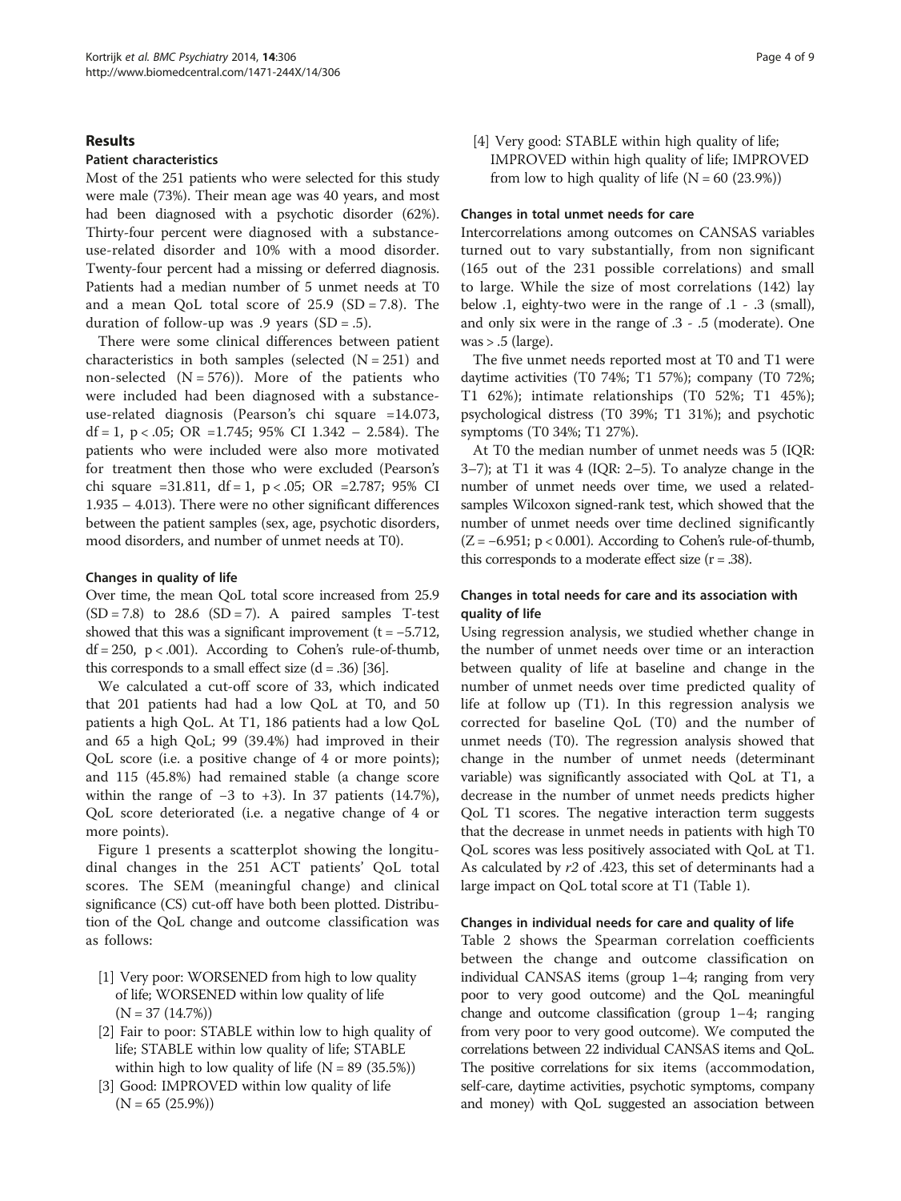## Results

### Patient characteristics

Most of the 251 patients who were selected for this study were male (73%). Their mean age was 40 years, and most had been diagnosed with a psychotic disorder (62%). Thirty-four percent were diagnosed with a substance-use-related disorder and 10% with a mood disorder. Twenty-four percent had a missing or deferred diagnosis. Patients had a median number of 5 unmet needs at T0 and a mean QoL total score of 25.9 (SD = 7.8). The duration of follow-up was .9 years (SD = .5).

There were some clinical differences between patient characteristics in both samples (selected (N = 251) and non-selected (N = 576)). More of the patients who were included had been diagnosed with a substance-use-related diagnosis (Pearson's chi square =14.073, df = 1, p < .05; OR =1.745; 95% CI 1.342 – 2.584). The patients who were included were also more motivated for treatment then those who were excluded (Pearson's chi square =31.811, df = 1, p < .05; OR =2.787; 95% CI 1.935 – 4.013). There were no other significant differences between the patient samples (sex, age, psychotic disorders, mood disorders, and number of unmet needs at T0).

### Changes in quality of life

Over time, the mean QoL total score increased from 25.9 (SD = 7.8) to 28.6 (SD = 7). A paired samples T-test showed that this was a significant improvement (t = −5.712, df = 250, p < .001). According to Cohen's rule-of-thumb, this corresponds to a small effect size (d = .36) [36].

We calculated a cut-off score of 33, which indicated that 201 patients had had a low QoL at T0, and 50 patients a high QoL. At T1, 186 patients had a low QoL and 65 a high QoL; 99 (39.4%) had improved in their QoL score (i.e. a positive change of 4 or more points); and 115 (45.8%) had remained stable (a change score within the range of −3 to +3). In 37 patients (14.7%), QoL score deteriorated (i.e. a negative change of 4 or more points).

Figure 1 presents a scatterplot showing the longitudinal changes in the 251 ACT patients' QoL total scores. The SEM (meaningful change) and clinical significance (CS) cut-off have both been plotted. Distribution of the QoL change and outcome classification was as follows:

[1] Very poor: WORSENED from high to low quality of life; WORSENED within low quality of life (N = 37 (14.7%))

[2] Fair to poor: STABLE within low to high quality of life; STABLE within low quality of life; STABLE within high to low quality of life (N = 89 (35.5%))

[3] Good: IMPROVED within low quality of life (N = 65 (25.9%))

[4] Very good: STABLE within high quality of life; IMPROVED within high quality of life; IMPROVED from low to high quality of life (N = 60 (23.9%))

### Changes in total unmet needs for care

Intercorrelations among outcomes on CANSAS variables turned out to vary substantially, from non significant (165 out of the 231 possible correlations) and small to large. While the size of most correlations (142) lay below .1, eighty-two were in the range of .1 - .3 (small), and only six were in the range of .3 - .5 (moderate). One was > .5 (large).

The five unmet needs reported most at T0 and T1 were daytime activities (T0 74%; T1 57%); company (T0 72%; T1 62%); intimate relationships (T0 52%; T1 45%); psychological distress (T0 39%; T1 31%); and psychotic symptoms (T0 34%; T1 27%).

At T0 the median number of unmet needs was 5 (IQR: 3–7); at T1 it was 4 (IQR: 2–5). To analyze change in the number of unmet needs over time, we used a related-samples Wilcoxon signed-rank test, which showed that the number of unmet needs over time declined significantly (Z = −6.951; p < 0.001). According to Cohen's rule-of-thumb, this corresponds to a moderate effect size (r = .38).

### Changes in total needs for care and its association with quality of life

Using regression analysis, we studied whether change in the number of unmet needs over time or an interaction between quality of life at baseline and change in the number of unmet needs over time predicted quality of life at follow up (T1). In this regression analysis we corrected for baseline QoL (T0) and the number of unmet needs (T0). The regression analysis showed that change in the number of unmet needs (determinant variable) was significantly associated with QoL at T1, a decrease in the number of unmet needs predicts higher QoL T1 scores. The negative interaction term suggests that the decrease in unmet needs in patients with high T0 QoL scores was less positively associated with QoL at T1. As calculated by $r2$ of .423, this set of determinants had a large impact on QoL total score at T1 (Table 1).

### Changes in individual needs for care and quality of life

Table 2 shows the Spearman correlation coefficients between the change and outcome classification on individual CANSAS items (group 1–4; ranging from very poor to very good outcome) and the QoL meaningful change and outcome classification (group 1–4; ranging from very poor to very good outcome). We computed the correlations between 22 individual CANSAS items and QoL. The positive correlations for six items (accommodation, self-care, daytime activities, psychotic symptoms, company and money) with QoL suggested an association between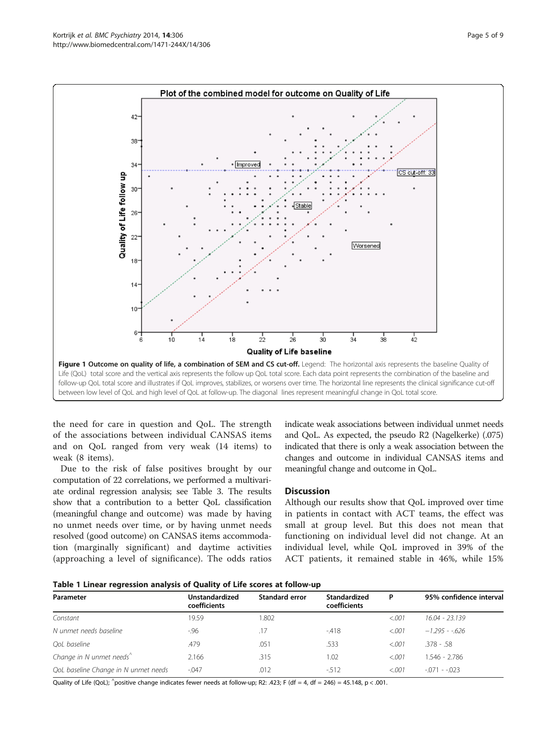**Figure 1 Outcome on quality of life, a combination of SEM and CS cut-off.** Legend: The horizontal axis represents the baseline Quality of Life (QoL) total score and the vertical axis represents the follow up QoL total score. Each data point represents the combination of the baseline and follow-up QoL total score and illustrates if QoL improves, stabilizes, or worsens over time. The horizontal line represents the clinical significance cut-off between low level of QoL and high level of QoL at follow-up. The diagonal lines represent meaningful change in QoL total score.

the need for care in question and QoL. The strength of the associations between individual CANSAS items and on QoL ranged from very weak (14 items) to weak (8 items).

Due to the risk of false positives brought by our computation of 22 correlations, we performed a multivariate ordinal regression analysis; see Table 3. The results show that a contribution to a better QoL classification (meaningful change and outcome) was made by having no unmet needs over time, or by having unmet needs resolved (good outcome) on CANSAS items accommodation (marginally significant) and daytime activities (approaching a level of significance). The odds ratios indicate weak associations between individual unmet needs and QoL. As expected, the pseudo R2 (Nagelkerke) (.075) indicated that there is only a weak association between the changes and outcome in individual CANSAS items and meaningful change and outcome in QoL.

## Discussion

Although our results show that QoL improved over time in patients in contact with ACT teams, the effect was small at group level. But this does not mean that functioning on individual level did not change. At an individual level, while QoL improved in 39% of the ACT patients, it remained stable in 46%, while 15%

**Table 1 Linear regression analysis of Quality of Life scores at follow-up**

| Parameter | Unstandardized coefficients | Standard error | Standardized coefficients | P | 95% confidence interval |
|---|---|---|---|---|---|
| *Constant* | 19.59 | 1.802 | | <.001 | 16.04 - 23.139 |
| *N unmet needs baseline* | -.96 | .17 | -.418 | <.001 | −1.295 - -.626 |
| *QoL baseline* | .479 | .051 | .533 | <.001 | .378 - .58 |
| *Change in N unmet needs^* | 2.166 | .315 | 1.02 | <.001 | 1.546 - 2.786 |
| *QoL baseline Change in N unmet needs* | -.047 | .012 | -.512 | <.001 | -.071 - -.023 |

Quality of Life (QoL); ^positive change indicates fewer needs at follow-up; R2: .423; F (df = 4, df = 246) = 45.148, p < .001.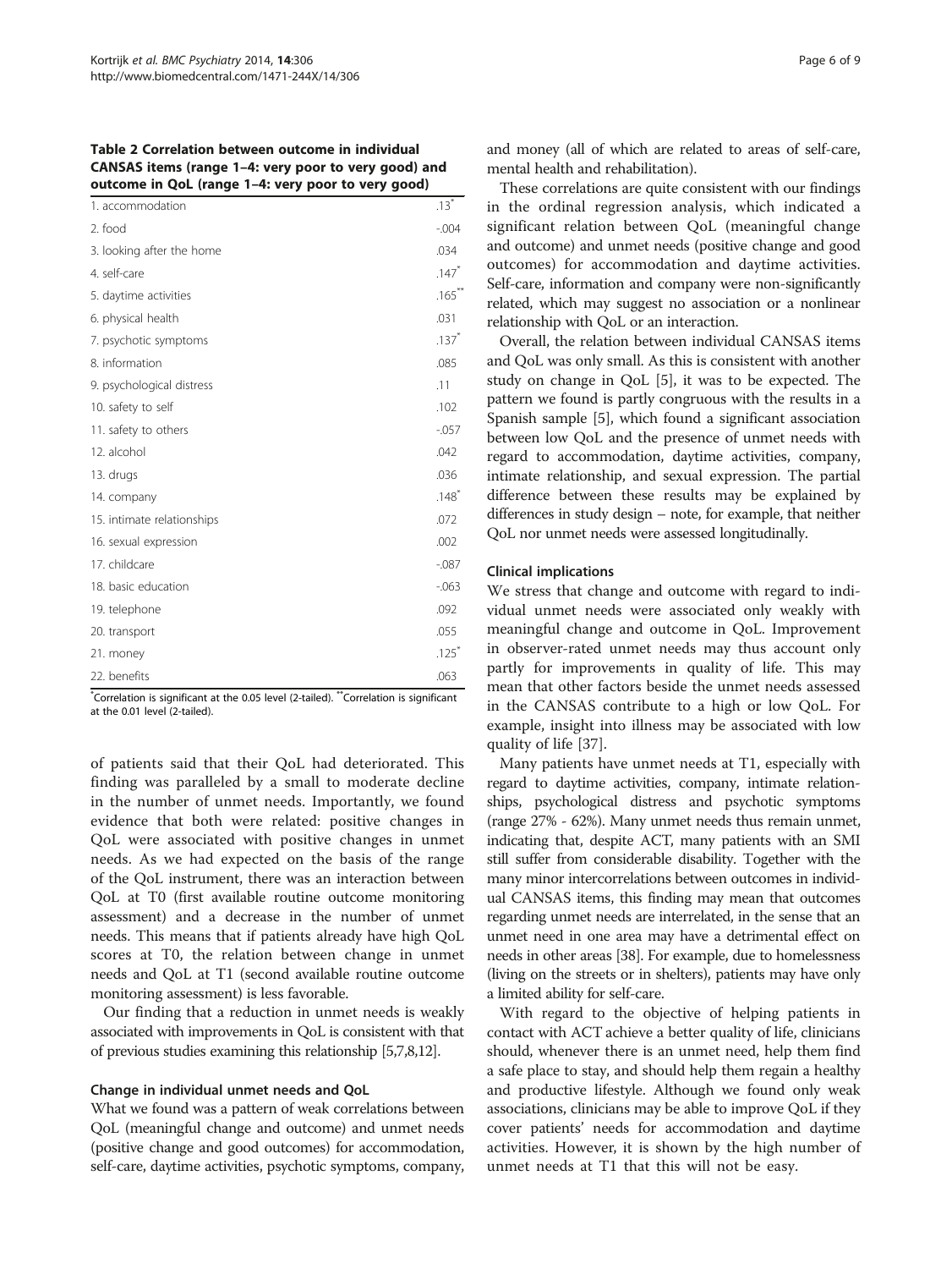**Table 2 Correlation between outcome in individual CANSAS items (range 1–4: very poor to very good) and outcome in QoL (range 1–4: very poor to very good)**

| | |
|---|---|
| 1. accommodation | .13* |
| 2. food | -.004 |
| 3. looking after the home | .034 |
| 4. self-care | .147* |
| 5. daytime activities | .165** |
| 6. physical health | .031 |
| 7. psychotic symptoms | .137* |
| 8. information | .085 |
| 9. psychological distress | .11 |
| 10. safety to self | .102 |
| 11. safety to others | -.057 |
| 12. alcohol | .042 |
| 13. drugs | .036 |
| 14. company | .148* |
| 15. intimate relationships | .072 |
| 16. sexual expression | .002 |
| 17. childcare | -.087 |
| 18. basic education | -.063 |
| 19. telephone | .092 |
| 20. transport | .055 |
| 21. money | .125* |
| 22. benefits | .063 |

*Correlation is significant at the 0.05 level (2-tailed). **Correlation is significant at the 0.01 level (2-tailed).

of patients said that their QoL had deteriorated. This finding was paralleled by a small to moderate decline in the number of unmet needs. Importantly, we found evidence that both were related: positive changes in QoL were associated with positive changes in unmet needs. As we had expected on the basis of the range of the QoL instrument, there was an interaction between QoL at T0 (first available routine outcome monitoring assessment) and a decrease in the number of unmet needs. This means that if patients already have high QoL scores at T0, the relation between change in unmet needs and QoL at T1 (second available routine outcome monitoring assessment) is less favorable.

Our finding that a reduction in unmet needs is weakly associated with improvements in QoL is consistent with that of previous studies examining this relationship [5,7,8,12].

### Change in individual unmet needs and QoL

What we found was a pattern of weak correlations between QoL (meaningful change and outcome) and unmet needs (positive change and good outcomes) for accommodation, self-care, daytime activities, psychotic symptoms, company, and money (all of which are related to areas of self-care, mental health and rehabilitation).

These correlations are quite consistent with our findings in the ordinal regression analysis, which indicated a significant relation between QoL (meaningful change and outcome) and unmet needs (positive change and good outcomes) for accommodation and daytime activities. Self-care, information and company were non-significantly related, which may suggest no association or a nonlinear relationship with QoL or an interaction.

Overall, the relation between individual CANSAS items and QoL was only small. As this is consistent with another study on change in QoL [5], it was to be expected. The pattern we found is partly congruous with the results in a Spanish sample [5], which found a significant association between low QoL and the presence of unmet needs with regard to accommodation, daytime activities, company, intimate relationship, and sexual expression. The partial difference between these results may be explained by differences in study design – note, for example, that neither QoL nor unmet needs were assessed longitudinally.

### Clinical implications

We stress that change and outcome with regard to individual unmet needs were associated only weakly with meaningful change and outcome in QoL. Improvement in observer-rated unmet needs may thus account only partly for improvements in quality of life. This may mean that other factors beside the unmet needs assessed in the CANSAS contribute to a high or low QoL. For example, insight into illness may be associated with low quality of life [37].

Many patients have unmet needs at T1, especially with regard to daytime activities, company, intimate relationships, psychological distress and psychotic symptoms (range 27% - 62%). Many unmet needs thus remain unmet, indicating that, despite ACT, many patients with an SMI still suffer from considerable disability. Together with the many minor intercorrelations between outcomes in individual CANSAS items, this finding may mean that outcomes regarding unmet needs are interrelated, in the sense that an unmet need in one area may have a detrimental effect on needs in other areas [38]. For example, due to homelessness (living on the streets or in shelters), patients may have only a limited ability for self-care.

With regard to the objective of helping patients in contact with ACT achieve a better quality of life, clinicians should, whenever there is an unmet need, help them find a safe place to stay, and should help them regain a healthy and productive lifestyle. Although we found only weak associations, clinicians may be able to improve QoL if they cover patients' needs for accommodation and daytime activities. However, it is shown by the high number of unmet needs at T1 that this will not be easy.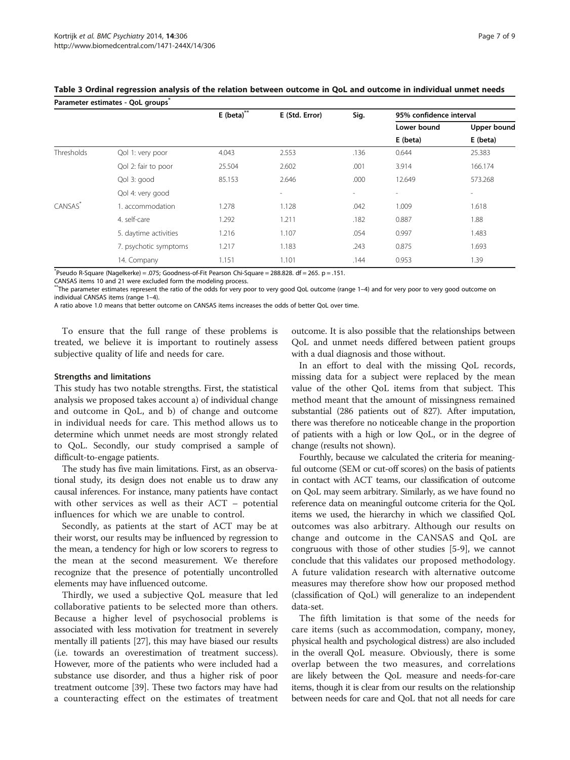**Table 3 Ordinal regression analysis of the relation between outcome in QoL and outcome in individual unmet needs**

| Parameter estimates - QoL groups* | | E (beta)** | E (Std. Error) | Sig. | 95% confidence interval | |
|---|---|---|---|---|---|---|
| | | | | | Lower bound E (beta) | Upper bound E (beta) |
| Thresholds | Qol 1: very poor | 4.043 | 2.553 | .136 | 0.644 | 25.383 |
| | Qol 2: fair to poor | 25.504 | 2.602 | .001 | 3.914 | 166.174 |
| | Qol 3: good | 85.153 | 2.646 | .000 | 12.649 | 573.268 |
| | Qol 4: very good | | - | - | - | - |
| CANSAS* | 1. accommodation | 1.278 | 1.128 | .042 | 1.009 | 1.618 |
| | 4. self-care | 1.292 | 1.211 | .182 | 0.887 | 1.88 |
| | 5. daytime activities | 1.216 | 1.107 | .054 | 0.997 | 1.483 |
| | 7. psychotic symptoms | 1.217 | 1.183 | .243 | 0.875 | 1.693 |
| | 14. Company | 1.151 | 1.101 | .144 | 0.953 | 1.39 |

*Pseudo R-Square (Nagelkerke) = .075; Goodness-of-Fit Pearson Chi-Square = 288.828. df = 265. p = .151.

CANSAS items 10 and 21 were excluded form the modeling process.

**The parameter estimates represent the ratio of the odds for very poor to very good QoL outcome (range 1–4) and for very poor to very good outcome on individual CANSAS items (range 1–4).

A ratio above 1.0 means that better outcome on CANSAS items increases the odds of better QoL over time.

To ensure that the full range of these problems is treated, we believe it is important to routinely assess subjective quality of life and needs for care.

### Strengths and limitations

This study has two notable strengths. First, the statistical analysis we proposed takes account a) of individual change and outcome in QoL, and b) of change and outcome in individual needs for care. This method allows us to determine which unmet needs are most strongly related to QoL. Secondly, our study comprised a sample of difficult-to-engage patients.

The study has five main limitations. First, as an observational study, its design does not enable us to draw any causal inferences. For instance, many patients have contact with other services as well as their ACT – potential influences for which we are unable to control.

Secondly, as patients at the start of ACT may be at their worst, our results may be influenced by regression to the mean, a tendency for high or low scorers to regress to the mean at the second measurement. We therefore recognize that the presence of potentially uncontrolled elements may have influenced outcome.

Thirdly, we used a subjective QoL measure that led collaborative patients to be selected more than others. Because a higher level of psychosocial problems is associated with less motivation for treatment in severely mentally ill patients [27], this may have biased our results (i.e. towards an overestimation of treatment success). However, more of the patients who were included had a substance use disorder, and thus a higher risk of poor treatment outcome [39]. These two factors may have had a counteracting effect on the estimates of treatment outcome. It is also possible that the relationships between QoL and unmet needs differed between patient groups with a dual diagnosis and those without.

In an effort to deal with the missing QoL records, missing data for a subject were replaced by the mean value of the other QoL items from that subject. This method meant that the amount of missingness remained substantial (286 patients out of 827). After imputation, there was therefore no noticeable change in the proportion of patients with a high or low QoL, or in the degree of change (results not shown).

Fourthly, because we calculated the criteria for meaningful outcome (SEM or cut-off scores) on the basis of patients in contact with ACT teams, our classification of outcome on QoL may seem arbitrary. Similarly, as we have found no reference data on meaningful outcome criteria for the QoL items we used, the hierarchy in which we classified QoL outcomes was also arbitrary. Although our results on change and outcome in the CANSAS and QoL are congruous with those of other studies [5-9], we cannot conclude that this validates our proposed methodology. A future validation research with alternative outcome measures may therefore show how our proposed method (classification of QoL) will generalize to an independent data-set.

The fifth limitation is that some of the needs for care items (such as accommodation, company, money, physical health and psychological distress) are also included in the overall QoL measure. Obviously, there is some overlap between the two measures, and correlations are likely between the QoL measure and needs-for-care items, though it is clear from our results on the relationship between needs for care and QoL that not all needs for care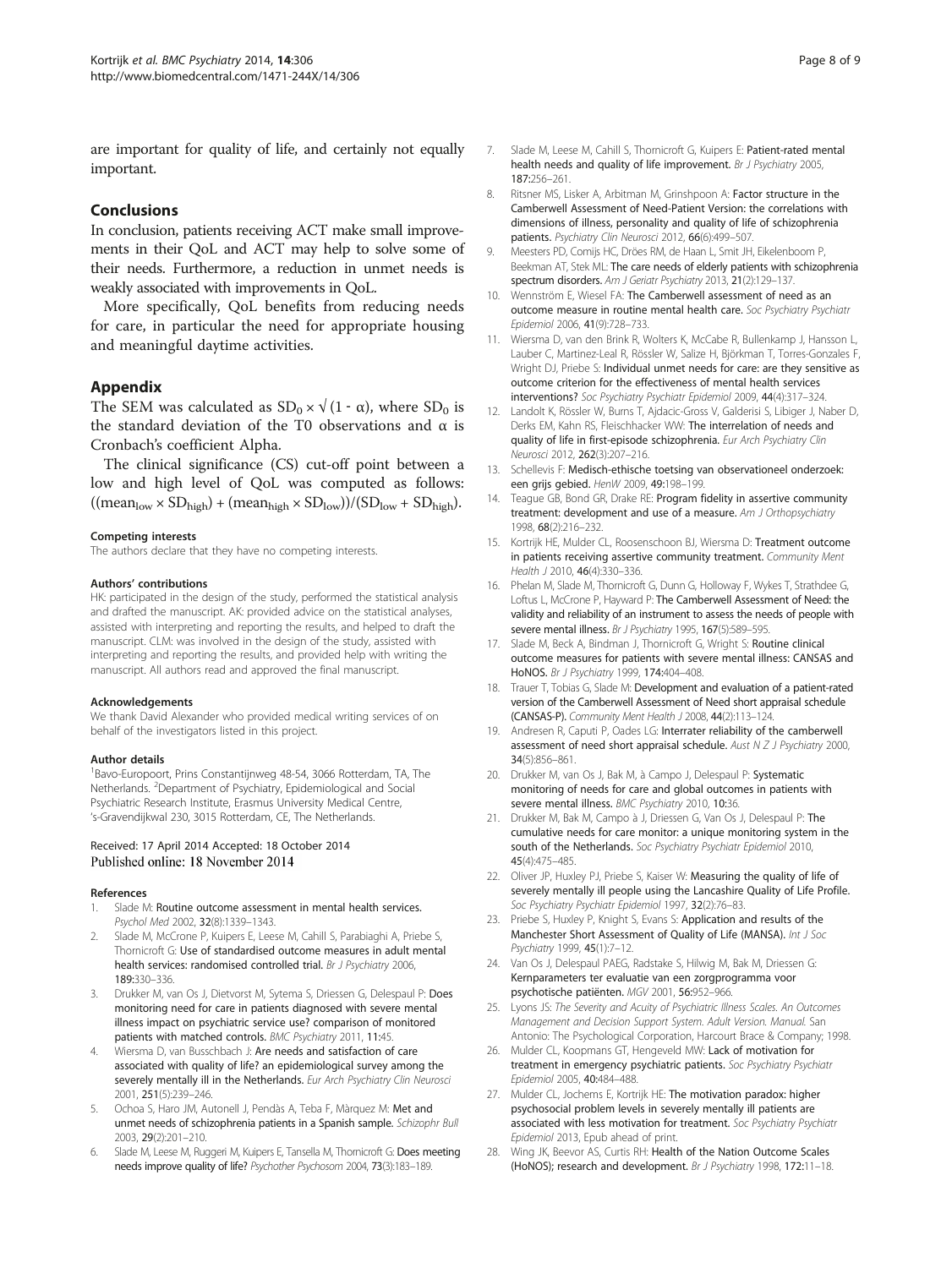are important for quality of life, and certainly not equally important.

## Conclusions

In conclusion, patients receiving ACT make small improvements in their QoL and ACT may help to solve some of their needs. Furthermore, a reduction in unmet needs is weakly associated with improvements in QoL.

More specifically, QoL benefits from reducing needs for care, in particular the need for appropriate housing and meaningful daytime activities.

## Appendix

The SEM was calculated as $SD_0 \times \sqrt{(1 - \alpha)}$, where $SD_0$ is the standard deviation of the T0 observations and $\alpha$ is Cronbach's coefficient Alpha.

The clinical significance (CS) cut-off point between a low and high level of QoL was computed as follows: $((mean_{low} \times SD_{high}) + (mean_{high} \times SD_{low}))/(SD_{low} + SD_{high})$.

#### Competing interests

The authors declare that they have no competing interests.

#### Authors' contributions

HK: participated in the design of the study, performed the statistical analysis and drafted the manuscript. AK: provided advice on the statistical analyses, assisted with interpreting and reporting the results, and helped to draft the manuscript. CLM: was involved in the design of the study, assisted with interpreting and reporting the results, and provided help with writing the manuscript. All authors read and approved the final manuscript.

#### Acknowledgements

We thank David Alexander who provided medical writing services of on behalf of the investigators listed in this project.

#### Author details

[1]Bavo-Europoort, Prins Constantijnweg 48-54, 3066 Rotterdam, TA, The Netherlands. [2]Department of Psychiatry, Epidemiological and Social Psychiatric Research Institute, Erasmus University Medical Centre, 's-Gravendijkwal 230, 3015 Rotterdam, CE, The Netherlands.

Received: 17 April 2014 Accepted: 18 October 2014
Published online: 18 November 2014

#### References

1. Slade M: **Routine outcome assessment in mental health services.** *Psychol Med* 2002, **32**(8):1339–1343.
2. Slade M, McCrone P, Kuipers E, Leese M, Cahill S, Parabiaghi A, Priebe S, Thornicroft G: **Use of standardised outcome measures in adult mental health services: randomised controlled trial.** *Br J Psychiatry* 2006, **189**:330–336.
3. Drukker M, van Os J, Dietvorst M, Sytema S, Driessen G, Delespaul P: **Does monitoring need for care in patients diagnosed with severe mental illness impact on psychiatric service use? comparison of monitored patients with matched controls.** *BMC Psychiatry* 2011, **11**:45.
4. Wiersma D, van Busschbach J: **Are needs and satisfaction of care associated with quality of life? an epidemiological survey among the severely mentally ill in the Netherlands.** *Eur Arch Psychiatry Clin Neurosci* 2001, **251**(5):239–246.
5. Ochoa S, Haro JM, Autonell J, Pendàs A, Teba F, Màrquez M: **Met and unmet needs of schizophrenia patients in a Spanish sample.** *Schizophr Bull* 2003, **29**(2):201–210.
6. Slade M, Leese M, Ruggeri M, Kuipers E, Tansella M, Thornicroft G: **Does meeting needs improve quality of life?** *Psychother Psychosom* 2004, **73**(3):183–189.
7. Slade M, Leese M, Cahill S, Thornicroft G, Kuipers E: **Patient-rated mental health needs and quality of life improvement.** *Br J Psychiatry* 2005, **187**:256–261.
8. Ritsner MS, Lisker A, Arbitman M, Grinshpoon A: **Factor structure in the Camberwell Assessment of Need-Patient Version: the correlations with dimensions of illness, personality and quality of life of schizophrenia patients.** *Psychiatry Clin Neurosci* 2012, **66**(6):499–507.
9. Meesters PD, Comijs HC, Dröes RM, de Haan L, Smit JH, Eikelenboom P, Beekman AT, Stek ML: **The care needs of elderly patients with schizophrenia spectrum disorders.** *Am J Geriatr Psychiatry* 2013, **21**(2):129–137.
10. Wennström E, Wiesel FA: **The Camberwell assessment of need as an outcome measure in routine mental health care.** *Soc Psychiatry Psychiatr Epidemiol* 2006, **41**(9):728–733.
11. Wiersma D, van den Brink R, Wolters K, McCabe R, Bullenkamp J, Hansson L, Lauber C, Martinez-Leal R, Rössler W, Salize H, Björkman T, Torres-Gonzales F, Wright DJ, Priebe S: **Individual unmet needs for care: are they sensitive as outcome criterion for the effectiveness of mental health services interventions?** *Soc Psychiatry Psychiatr Epidemiol* 2009, **44**(4):317–324.
12. Landolt K, Rössler W, Burns T, Ajdacic-Gross V, Galderisi S, Libiger J, Naber D, Derks EM, Kahn RS, Fleischhacker WW: **The interrelation of needs and quality of life in first-episode schizophrenia.** *Eur Arch Psychiatry Clin Neurosci* 2012, **262**(3):207–216.
13. Schellevis F: **Medisch-ethische toetsing van observationeel onderzoek: een grijs gebied.** *HenW* 2009, **49**:198–199.
14. Teague GB, Bond GR, Drake RE: **Program fidelity in assertive community treatment: development and use of a measure.** *Am J Orthopsychiatry* 1998, **68**(2):216–232.
15. Kortrijk HE, Mulder CL, Roosenschoon BJ, Wiersma D: **Treatment outcome in patients receiving assertive community treatment.** *Community Ment Health J* 2010, **46**(4):330–336.
16. Phelan M, Slade M, Thornicroft G, Dunn G, Holloway F, Wykes T, Strathdee G, Loftus L, McCrone P, Hayward P: **The Camberwell Assessment of Need: the validity and reliability of an instrument to assess the needs of people with severe mental illness.** *Br J Psychiatry* 1995, **167**(5):589–595.
17. Slade M, Beck A, Bindman J, Thornicroft G, Wright S: **Routine clinical outcome measures for patients with severe mental illness: CANSAS and HoNOS.** *Br J Psychiatry* 1999, **174**:404–408.
18. Trauer T, Tobias G, Slade M: **Development and evaluation of a patient-rated version of the Camberwell Assessment of Need short appraisal schedule (CANSAS-P).** *Community Ment Health J* 2008, **44**(2):113–124.
19. Andresen R, Caputi P, Oades LG: **Interrater reliability of the camberwell assessment of need short appraisal schedule.** *Aust N Z J Psychiatry* 2000, **34**(5):856–861.
20. Drukker M, van Os J, Bak M, à Campo J, Delespaul P: **Systematic monitoring of needs for care and global outcomes in patients with severe mental illness.** *BMC Psychiatry* 2010, **10**:36.
21. Drukker M, Bak M, Campo à J, Driessen G, Van Os J, Delespaul P: **The cumulative needs for care monitor: a unique monitoring system in the south of the Netherlands.** *Soc Psychiatry Psychiatr Epidemiol* 2010, **45**(4):475–485.
22. Oliver JP, Huxley PJ, Priebe S, Kaiser W: **Measuring the quality of life of severely mentally ill people using the Lancashire Quality of Life Profile.** *Soc Psychiatry Psychiatr Epidemiol* 1997, **32**(2):76–83.
23. Priebe S, Huxley P, Knight S, Evans S: **Application and results of the Manchester Short Assessment of Quality of Life (MANSA).** *Int J Soc Psychiatry* 1999, **45**(1):7–12.
24. Van Os J, Delespaul PAEG, Radstake S, Hilwig M, Bak M, Driessen G: **Kernparameters ter evaluatie van een zorgprogramma voor psychotische patiënten.** *MGV* 2001, **56**:952–966.
25. Lyons JS: *The Severity and Acuity of Psychiatric Illness Scales. An Outcomes Management and Decision Support System. Adult Version. Manual.* San Antonio: The Psychological Corporation, Harcourt Brace & Company; 1998.
26. Mulder CL, Koopmans GT, Hengeveld MW: **Lack of motivation for treatment in emergency psychiatric patients.** *Soc Psychiatry Psychiatr Epidemiol* 2005, **40**:484–488.
27. Mulder CL, Jochems E, Kortrijk HE: **The motivation paradox: higher psychosocial problem levels in severely mentally ill patients are associated with less motivation for treatment.** *Soc Psychiatry Psychiatr Epidemiol* 2013, Epub ahead of print.
28. Wing JK, Beevor AS, Curtis RH: **Health of the Nation Outcome Scales (HoNOS); research and development.** *Br J Psychiatry* 1998, **172**:11–18.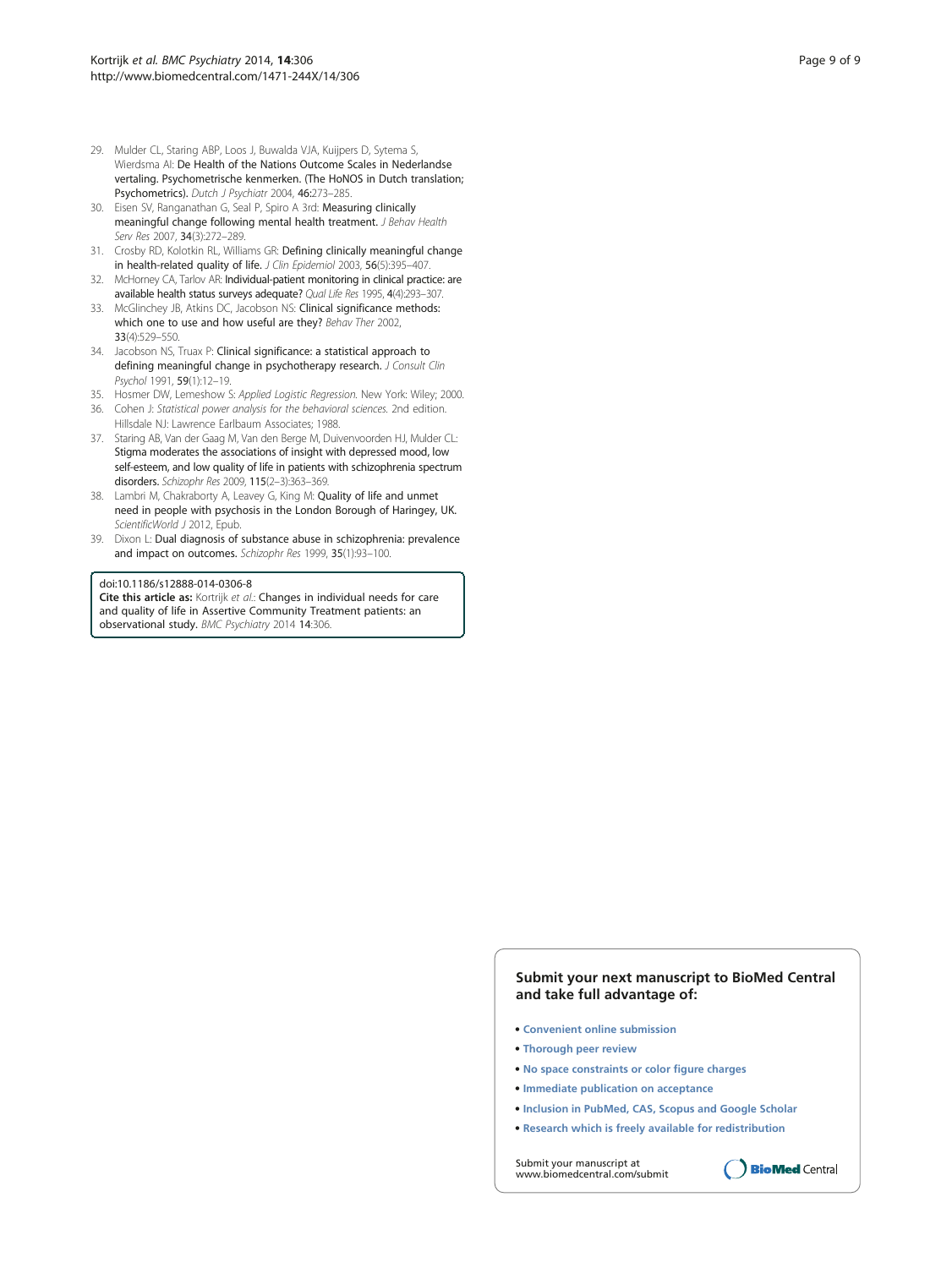29. Mulder CL, Staring ABP, Loos J, Buwalda VJA, Kuijpers D, Sytema S, Wierdsma AI: De Health of the Nations Outcome Scales in Nederlandse vertaling. Psychometrische kenmerken. (The HoNOS in Dutch translation; Psychometrics). *Dutch J Psychiatr* 2004, **46**:273–285.
30. Eisen SV, Ranganathan G, Seal P, Spiro A 3rd: Measuring clinically meaningful change following mental health treatment. *J Behav Health Serv Res* 2007, **34**(3):272–289.
31. Crosby RD, Kolotkin RL, Williams GR: Defining clinically meaningful change in health-related quality of life. *J Clin Epidemiol* 2003, **56**(5):395–407.
32. McHorney CA, Tarlov AR: Individual-patient monitoring in clinical practice: are available health status surveys adequate? *Qual Life Res* 1995, **4**(4):293–307.
33. McGlinchey JB, Atkins DC, Jacobson NS: Clinical significance methods: which one to use and how useful are they? *Behav Ther* 2002, **33**(4):529–550.
34. Jacobson NS, Truax P: Clinical significance: a statistical approach to defining meaningful change in psychotherapy research. *J Consult Clin Psychol* 1991, **59**(1):12–19.
35. Hosmer DW, Lemeshow S: *Applied Logistic Regression.* New York: Wiley; 2000.
36. Cohen J: *Statistical power analysis for the behavioral sciences.* 2nd edition. Hillsdale NJ: Lawrence Earlbaum Associates; 1988.
37. Staring AB, Van der Gaag M, Van den Berge M, Duivenvoorden HJ, Mulder CL: Stigma moderates the associations of insight with depressed mood, low self-esteem, and low quality of life in patients with schizophrenia spectrum disorders. *Schizophr Res* 2009, **115**(2–3):363–369.
38. Lambri M, Chakraborty A, Leavey G, King M: Quality of life and unmet need in people with psychosis in the London Borough of Haringey, UK. *ScientificWorld J* 2012, Epub.
39. Dixon L: Dual diagnosis of substance abuse in schizophrenia: prevalence and impact on outcomes. *Schizophr Res* 1999, **35**(1):93–100.

doi:10.1186/s12888-014-0306-8
**Cite this article as:** Kortrijk *et al.*: Changes in individual needs for care and quality of life in Assertive Community Treatment patients: an observational study. *BMC Psychiatry* 2014 **14**:306.

**Submit your next manuscript to BioMed Central and take full advantage of:**

- **Convenient online submission**
- **Thorough peer review**
- **No space constraints or color figure charges**
- **Immediate publication on acceptance**
- **Inclusion in PubMed, CAS, Scopus and Google Scholar**
- **Research which is freely available for redistribution**

Submit your manuscript at www.biomedcentral.com/submit

BioMed Central